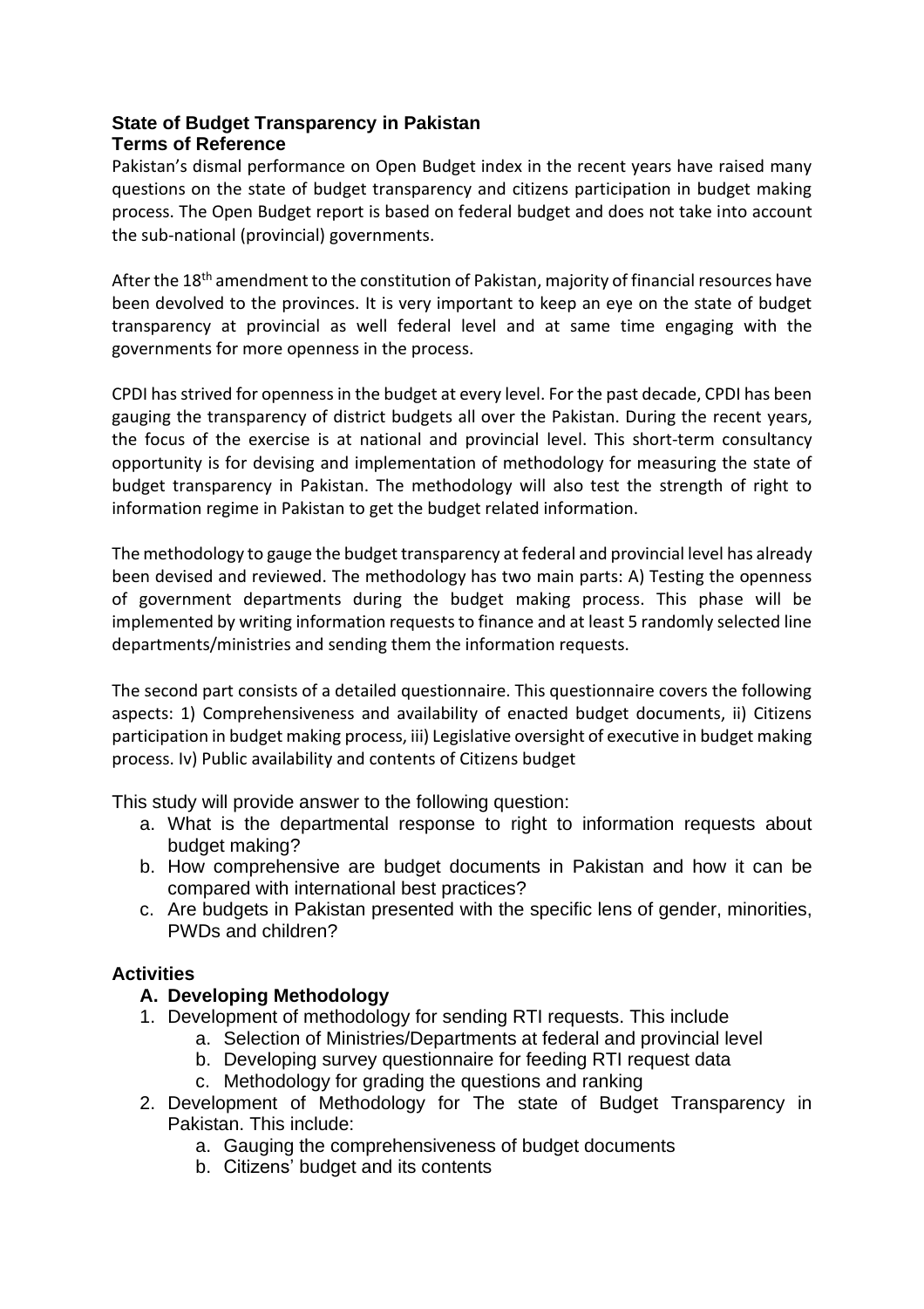# State of Budget Transparency in Pakistan

## Terms of Reference

Pakistan's dismal performance on Open Budget index in the recent years have raised many questions on the state of budget transparency and citizens participation in budget making process. The Open Budget report is based on federal budget and does not take into account the sub-national (provincial) governments.

After the 18th amendment to the constitution of Pakistan, majority of financial resources have been devolved to the provinces. It is very important to keep an eye on the state of budget transparency at provincial as well federal level and at same time engaging with the governments for more openness in the process.

CPDI has strived for openness in the budget at every level. For the past decade, CPDI has been gauging the transparency of district budgets all over the Pakistan. During the recent years, the focus of the exercise is at national and provincial level. This short-term consultancy opportunity is for devising and implementation of methodology for measuring the state of budget transparency in Pakistan. The methodology will also test the strength of right to information regime in Pakistan to get the budget related information.

The methodology to gauge the budget transparency at federal and provincial level has already been devised and reviewed. The methodology has two main parts: A) Testing the openness of government departments during the budget making process. This phase will be implemented by writing information requests to finance and at least 5 randomly selected line departments/ministries and sending them the information requests.

The second part consists of a detailed questionnaire. This questionnaire covers the following aspects: 1) Comprehensiveness and availability of enacted budget documents, ii) Citizens participation in budget making process, iii) Legislative oversight of executive in budget making process. Iv) Public availability and contents of Citizens budget

This study will provide answer to the following question:

a. What is the departmental response to right to information requests about budget making?
b. How comprehensive are budget documents in Pakistan and how it can be compared with international best practices?
c. Are budgets in Pakistan presented with the specific lens of gender, minorities, PWDs and children?

### Activities

#### A. Developing Methodology

1. Development of methodology for sending RTI requests. This include
   a. Selection of Ministries/Departments at federal and provincial level
   b. Developing survey questionnaire for feeding RTI request data
   c. Methodology for grading the questions and ranking
2. Development of Methodology for The state of Budget Transparency in Pakistan. This include:
   a. Gauging the comprehensiveness of budget documents
   b. Citizens' budget and its contents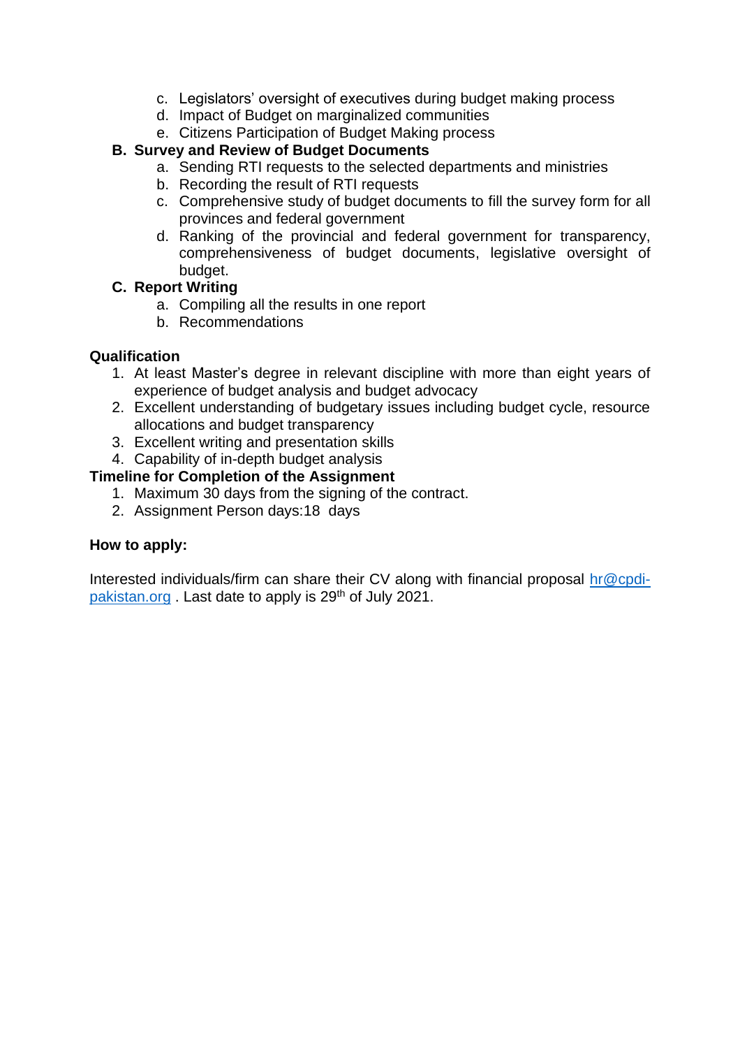c. Legislators' oversight of executives during budget making process
   d. Impact of Budget on marginalized communities
   e. Citizens Participation of Budget Making process

**B. Survey and Review of Budget Documents**

   a. Sending RTI requests to the selected departments and ministries
   b. Recording the result of RTI requests
   c. Comprehensive study of budget documents to fill the survey form for all provinces and federal government
   d. Ranking of the provincial and federal government for transparency, comprehensiveness of budget documents, legislative oversight of budget.

**C. Report Writing**

   a. Compiling all the results in one report
   b. Recommendations

**Qualification**

1. At least Master's degree in relevant discipline with more than eight years of experience of budget analysis and budget advocacy
2. Excellent understanding of budgetary issues including budget cycle, resource allocations and budget transparency
3. Excellent writing and presentation skills
4. Capability of in-depth budget analysis

**Timeline for Completion of the Assignment**

1. Maximum 30 days from the signing of the contract.
2. Assignment Person days:18 days

**How to apply:**

Interested individuals/firm can share their CV along with financial proposal hr@cpdi-pakistan.org . Last date to apply is 29th of July 2021.